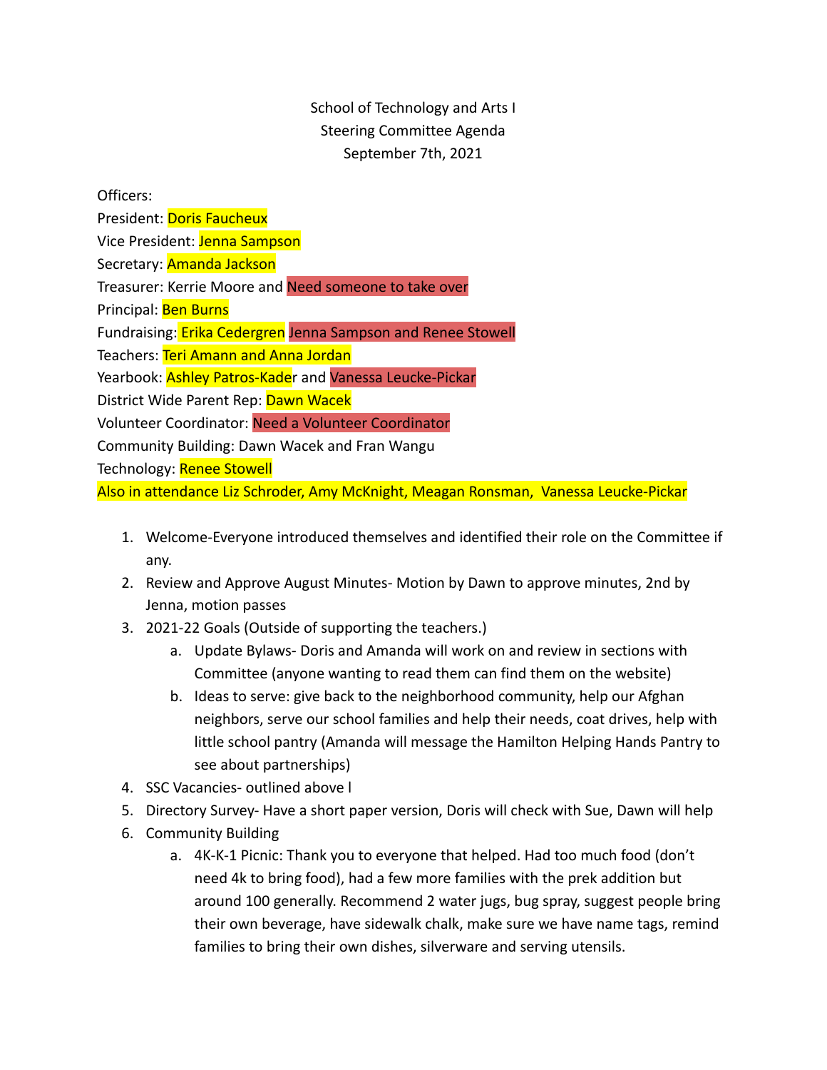School of Technology and Arts I
Steering Committee Agenda
September 7th, 2021

Officers:
President: Doris Faucheux
Vice President: Jenna Sampson
Secretary: Amanda Jackson
Treasurer: Kerrie Moore and Need someone to take over
Principal: Ben Burns
Fundraising: Erika Cedergren Jenna Sampson and Renee Stowell
Teachers: Teri Amann and Anna Jordan
Yearbook: Ashley Patros-Kader and Vanessa Leucke-Pickar
District Wide Parent Rep: Dawn Wacek
Volunteer Coordinator: Need a Volunteer Coordinator
Community Building: Dawn Wacek and Fran Wangu
Technology: Renee Stowell
Also in attendance Liz Schroder, Amy McKnight, Meagan Ronsman, Vanessa Leucke-Pickar

1. Welcome-Everyone introduced themselves and identified their role on the Committee if any.
2. Review and Approve August Minutes- Motion by Dawn to approve minutes, 2nd by Jenna, motion passes
3. 2021-22 Goals (Outside of supporting the teachers.)
   a. Update Bylaws- Doris and Amanda will work on and review in sections with Committee (anyone wanting to read them can find them on the website)
   b. Ideas to serve: give back to the neighborhood community, help our Afghan neighbors, serve our school families and help their needs, coat drives, help with little school pantry (Amanda will message the Hamilton Helping Hands Pantry to see about partnerships)
4. SSC Vacancies- outlined above l
5. Directory Survey- Have a short paper version, Doris will check with Sue, Dawn will help
6. Community Building
   a. 4K-K-1 Picnic: Thank you to everyone that helped. Had too much food (don't need 4k to bring food), had a few more families with the prek addition but around 100 generally. Recommend 2 water jugs, bug spray, suggest people bring their own beverage, have sidewalk chalk, make sure we have name tags, remind families to bring their own dishes, silverware and serving utensils.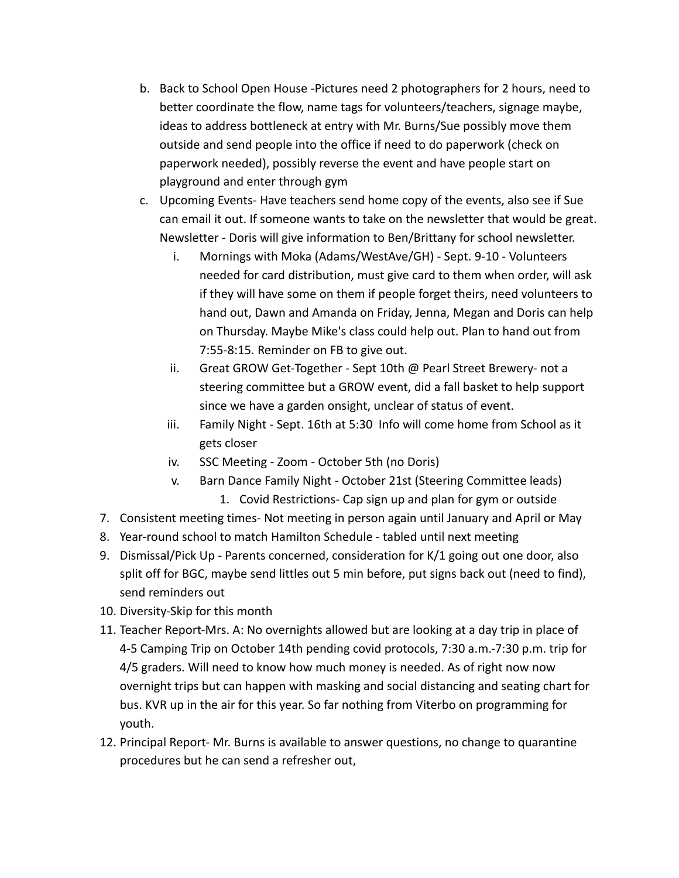b. Back to School Open House -Pictures need 2 photographers for 2 hours, need to better coordinate the flow, name tags for volunteers/teachers, signage maybe, ideas to address bottleneck at entry with Mr. Burns/Sue possibly move them outside and send people into the office if need to do paperwork (check on paperwork needed), possibly reverse the event and have people start on playground and enter through gym

c. Upcoming Events- Have teachers send home copy of the events, also see if Sue can email it out. If someone wants to take on the newsletter that would be great. Newsletter - Doris will give information to Ben/Brittany for school newsletter.

   i. Mornings with Moka (Adams/WestAve/GH) - Sept. 9-10 - Volunteers needed for card distribution, must give card to them when order, will ask if they will have some on them if people forget theirs, need volunteers to hand out, Dawn and Amanda on Friday, Jenna, Megan and Doris can help on Thursday. Maybe Mike's class could help out. Plan to hand out from 7:55-8:15. Reminder on FB to give out.

   ii. Great GROW Get-Together - Sept 10th @ Pearl Street Brewery- not a steering committee but a GROW event, did a fall basket to help support since we have a garden onsight, unclear of status of event.

   iii. Family Night - Sept. 16th at 5:30  Info will come home from School as it gets closer

   iv. SSC Meeting - Zoom - October 5th (no Doris)

   v. Barn Dance Family Night - October 21st (Steering Committee leads)

      1. Covid Restrictions- Cap sign up and plan for gym or outside

7. Consistent meeting times- Not meeting in person again until January and April or May
8. Year-round school to match Hamilton Schedule - tabled until next meeting
9. Dismissal/Pick Up - Parents concerned, consideration for K/1 going out one door, also split off for BGC, maybe send littles out 5 min before, put signs back out (need to find), send reminders out
10. Diversity-Skip for this month
11. Teacher Report-Mrs. A: No overnights allowed but are looking at a day trip in place of 4-5 Camping Trip on October 14th pending covid protocols, 7:30 a.m.-7:30 p.m. trip for 4/5 graders. Will need to know how much money is needed. As of right now now overnight trips but can happen with masking and social distancing and seating chart for bus. KVR up in the air for this year. So far nothing from Viterbo on programming for youth.
12. Principal Report- Mr. Burns is available to answer questions, no change to quarantine procedures but he can send a refresher out,